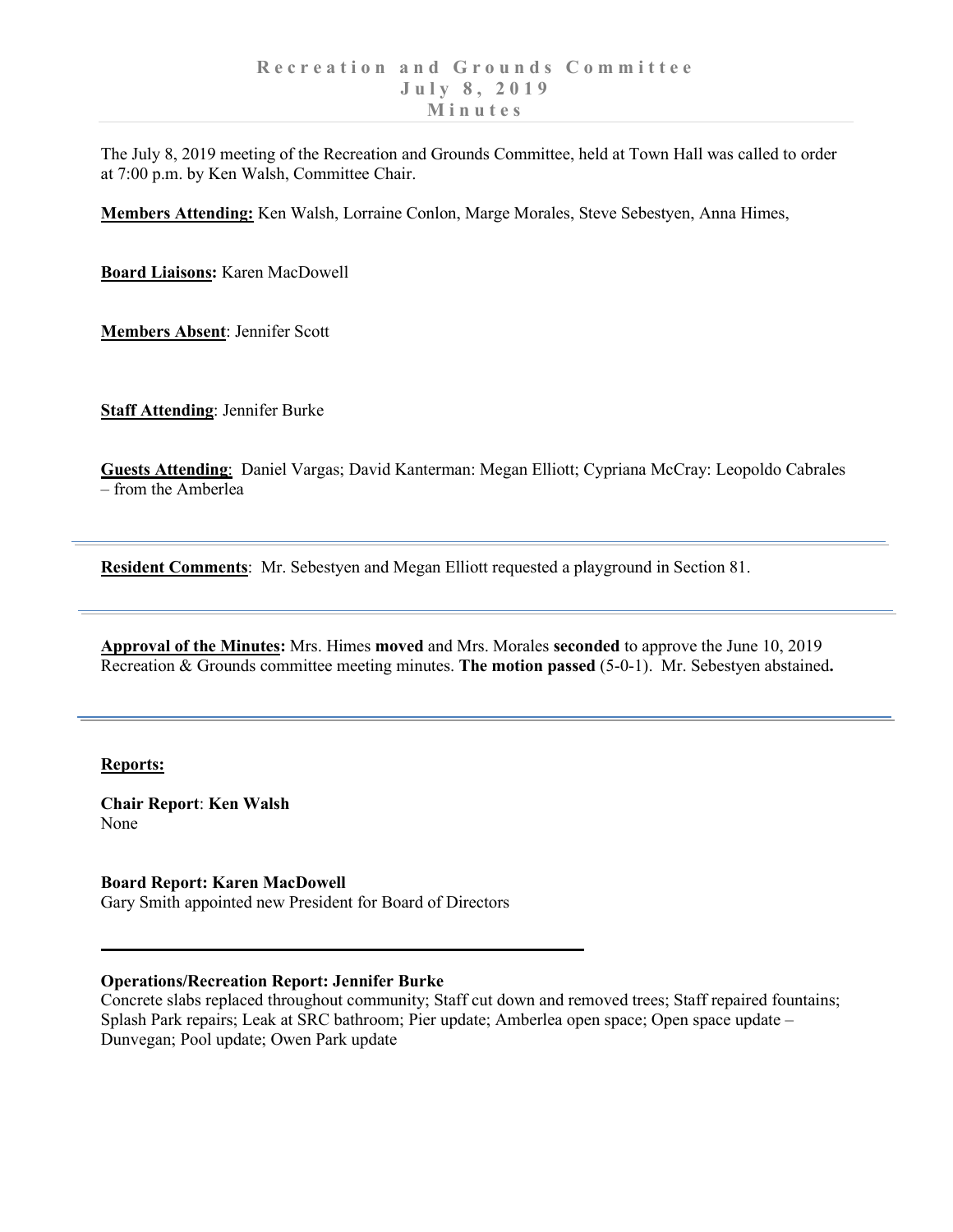# Recreation and Grounds Committee
## July 8, 2019
## Minutes

The July 8, 2019 meeting of the Recreation and Grounds Committee, held at Town Hall was called to order at 7:00 p.m. by Ken Walsh, Committee Chair.

**Members Attending:** Ken Walsh, Lorraine Conlon, Marge Morales, Steve Sebestyen, Anna Himes,

**Board Liaisons:** Karen MacDowell

**Members Absent**: Jennifer Scott

**Staff Attending**: Jennifer Burke

**Guests Attending**: Daniel Vargas; David Kanterman: Megan Elliott; Cypriana McCray: Leopoldo Cabrales – from the Amberlea

---

**Resident Comments**: Mr. Sebestyen and Megan Elliott requested a playground in Section 81.

---

**Approval of the Minutes:** Mrs. Himes **moved** and Mrs. Morales **seconded** to approve the June 10, 2019 Recreation & Grounds committee meeting minutes. **The motion passed** (5-0-1). Mr. Sebestyen abstained**.**

---

**Reports:**

**Chair Report**: **Ken Walsh**
None

**Board Report: Karen MacDowell**
Gary Smith appointed new President for Board of Directors

---

**Operations/Recreation Report: Jennifer Burke**
Concrete slabs replaced throughout community; Staff cut down and removed trees; Staff repaired fountains; Splash Park repairs; Leak at SRC bathroom; Pier update; Amberlea open space; Open space update – Dunvegan; Pool update; Owen Park update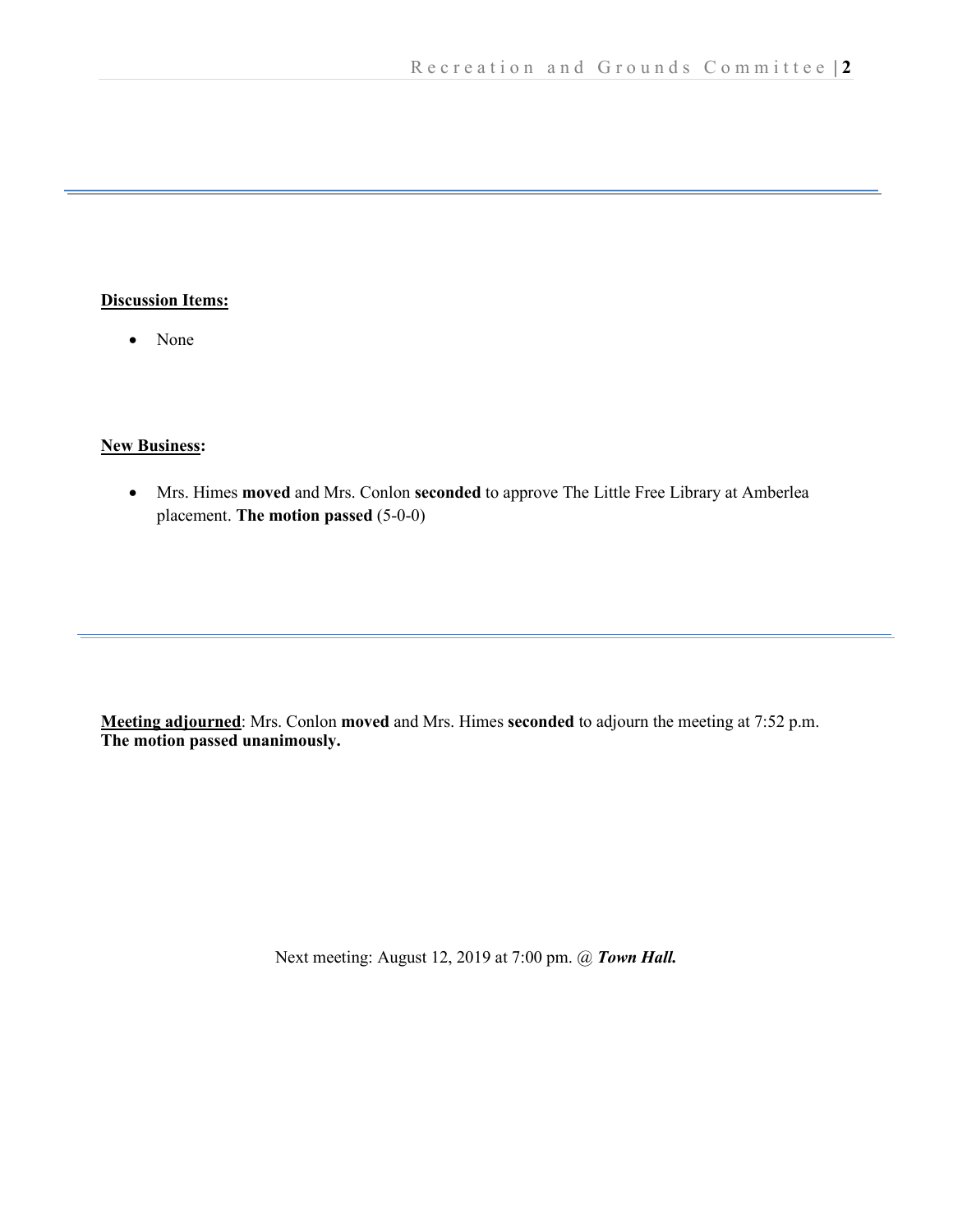**Discussion Items:**

- None

**New Business:**

- Mrs. Himes **moved** and Mrs. Conlon **seconded** to approve The Little Free Library at Amberlea placement. **The motion passed** (5-0-0)

**Meeting adjourned**: Mrs. Conlon **moved** and Mrs. Himes **seconded** to adjourn the meeting at 7:52 p.m. **The motion passed unanimously.**

Next meeting: August 12, 2019 at 7:00 pm. @ ***Town Hall.***